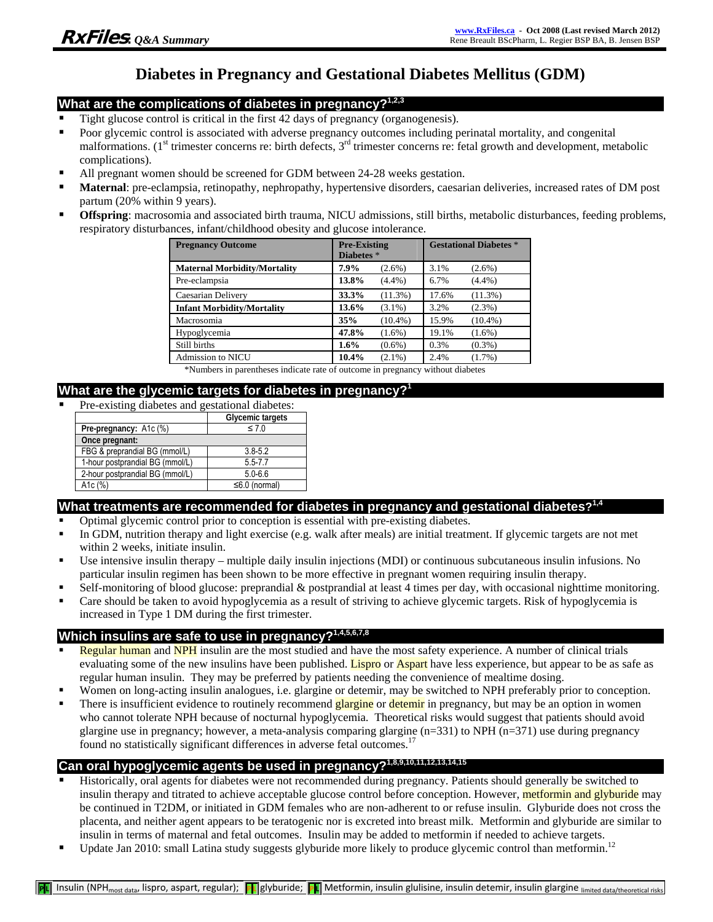# Diabetes in Pregnancy and Gestational Diabetes Mellitus (GDM)

## What are the complications of diabetes in pregnancy?[1,2,3]

- Tight glucose control is critical in the first 42 days of pregnancy (organogenesis).
- Poor glycemic control is associated with adverse pregnancy outcomes including perinatal mortality, and congenital malformations. (1st trimester concerns re: birth defects, 3rd trimester concerns re: fetal growth and development, metabolic complications).
- All pregnant women should be screened for GDM between 24-28 weeks gestation.
- **Maternal**: pre-eclampsia, retinopathy, nephropathy, hypertensive disorders, caesarian deliveries, increased rates of DM post partum (20% within 9 years).
- **Offspring**: macrosomia and associated birth trauma, NICU admissions, still births, metabolic disturbances, feeding problems, respiratory disturbances, infant/childhood obesity and glucose intolerance.

| Pregnancy Outcome | Pre-Existing Diabetes * | | Gestational Diabetes * | |
|---|---|---|---|---|
| **Maternal Morbidity/Mortality** | **7.9%** | (2.6%) | 3.1% | (2.6%) |
| Pre-eclampsia | **13.8%** | (4.4%) | 6.7% | (4.4%) |
| Caesarian Delivery | **33.3%** | (11.3%) | 17.6% | (11.3%) |
| **Infant Morbidity/Mortality** | **13.6%** | (3.1%) | 3.2% | (2.3%) |
| Macrosomia | **35%** | (10.4%) | 15.9% | (10.4%) |
| Hypoglycemia | **47.8%** | (1.6%) | 19.1% | (1.6%) |
| Still births | **1.6%** | (0.6%) | 0.3% | (0.3%) |
| Admission to NICU | **10.4%** | (2.1%) | 2.4% | (1.7%) |

*Numbers in parentheses indicate rate of outcome in pregnancy without diabetes

## What are the glycemic targets for diabetes in pregnancy?[1]

- Pre-existing diabetes and gestational diabetes:

| | Glycemic targets |
|---|---|
| **Pre-pregnancy:** A1c (%) | ≤ 7.0 |
| **Once pregnant:** | |
| FBG & preprandial BG (mmol/L) | 3.8-5.2 |
| 1-hour postprandial BG (mmol/L) | 5.5-7.7 |
| 2-hour postprandial BG (mmol/L) | 5.0-6.6 |
| A1c (%) | ≤6.0 (normal) |

## What treatments are recommended for diabetes in pregnancy and gestational diabetes?[1,4]

- Optimal glycemic control prior to conception is essential with pre-existing diabetes.
- In GDM, nutrition therapy and light exercise (e.g. walk after meals) are initial treatment. If glycemic targets are not met within 2 weeks, initiate insulin.
- Use intensive insulin therapy – multiple daily insulin injections (MDI) or continuous subcutaneous insulin infusions. No particular insulin regimen has been shown to be more effective in pregnant women requiring insulin therapy.
- Self-monitoring of blood glucose: preprandial & postprandial at least 4 times per day, with occasional nighttime monitoring.
- Care should be taken to avoid hypoglycemia as a result of striving to achieve glycemic targets. Risk of hypoglycemia is increased in Type 1 DM during the first trimester.

## Which insulins are safe to use in pregnancy?[1,4,5,6,7,8]

- Regular human and NPH insulin are the most studied and have the most safety experience. A number of clinical trials evaluating some of the new insulins have been published. Lispro or Aspart have less experience, but appear to be as safe as regular human insulin. They may be preferred by patients needing the convenience of mealtime dosing.
- Women on long-acting insulin analogues, i.e. glargine or detemir, may be switched to NPH preferably prior to conception.
- There is insufficient evidence to routinely recommend glargine or detemir in pregnancy, but may be an option in women who cannot tolerate NPH because of nocturnal hypoglycemia. Theoretical risks would suggest that patients should avoid glargine use in pregnancy; however, a meta-analysis comparing glargine (n=331) to NPH (n=371) use during pregnancy found no statistically significant differences in adverse fetal outcomes.[17]

## Can oral hypoglycemic agents be used in pregnancy?[1,8,9,10,11,12,13,14,15]

- Historically, oral agents for diabetes were not recommended during pregnancy. Patients should generally be switched to insulin therapy and titrated to achieve acceptable glucose control before conception. However, metformin and glyburide may be continued in T2DM, or initiated in GDM females who are non-adherent to or refuse insulin. Glyburide does not cross the placenta, and neither agent appears to be teratogenic nor is excreted into breast milk. Metformin and glyburide are similar to insulin in terms of maternal and fetal outcomes. Insulin may be added to metformin if needed to achieve targets.
- Update Jan 2010: small Latina study suggests glyburide more likely to produce glycemic control than metformin.[12]

PL Insulin ($NPH_{most\ data}$, lispro, aspart, regular); PL glyburide; PL Metformin, insulin glulisine, insulin detemir, insulin glargine limited data/theoretical risks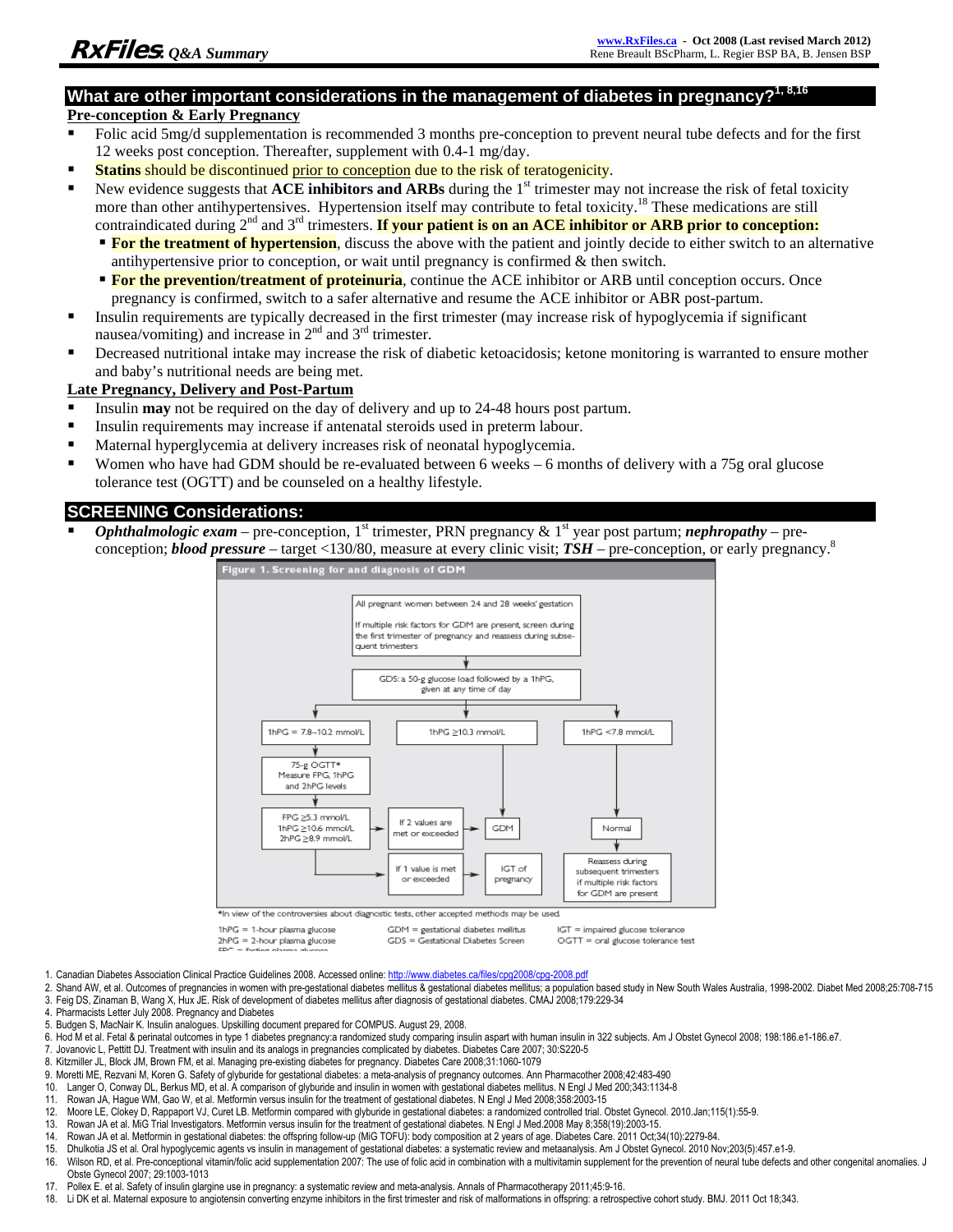## What are other important considerations in the management of diabetes in pregnancy?[1, 8,16]

**Pre-conception & Early Pregnancy**

- Folic acid 5mg/d supplementation is recommended 3 months pre-conception to prevent neural tube defects and for the first 12 weeks post conception. Thereafter, supplement with 0.4-1 mg/day.
- **Statins** should be discontinued prior to conception due to the risk of teratogenicity.
- New evidence suggests that **ACE inhibitors and ARBs** during the 1st trimester may not increase the risk of fetal toxicity more than other antihypertensives. Hypertension itself may contribute to fetal toxicity.[18] These medications are still contraindicated during 2nd and 3rd trimesters. **If your patient is on an ACE inhibitor or ARB prior to conception:**
  - **For the treatment of hypertension**, discuss the above with the patient and jointly decide to either switch to an alternative antihypertensive prior to conception, or wait until pregnancy is confirmed & then switch.
  - **For the prevention/treatment of proteinuria**, continue the ACE inhibitor or ARB until conception occurs. Once pregnancy is confirmed, switch to a safer alternative and resume the ACE inhibitor or ABR post-partum.
- Insulin requirements are typically decreased in the first trimester (may increase risk of hypoglycemia if significant nausea/vomiting) and increase in 2nd and 3rd trimester.
- Decreased nutritional intake may increase the risk of diabetic ketoacidosis; ketone monitoring is warranted to ensure mother and baby's nutritional needs are being met.

**Late Pregnancy, Delivery and Post-Partum**

- Insulin **may** not be required on the day of delivery and up to 24-48 hours post partum.
- Insulin requirements may increase if antenatal steroids used in preterm labour.
- Maternal hyperglycemia at delivery increases risk of neonatal hypoglycemia.
- Women who have had GDM should be re-evaluated between 6 weeks – 6 months of delivery with a 75g oral glucose tolerance test (OGTT) and be counseled on a healthy lifestyle.

## SCREENING Considerations:

- ***Ophthalmologic exam*** – pre-conception, 1st trimester, PRN pregnancy & 1st year post partum; ***nephropathy*** – pre-conception; ***blood pressure*** – target <130/80, measure at every clinic visit; ***TSH*** – pre-conception, or early pregnancy.[8]

**Figure 1. Screening for and diagnosis of GDM**

All pregnant women between 24 and 28 weeks' gestation

If multiple risk factors for GDM are present, screen during the first trimester of pregnancy and reassess during subsequent trimesters

GDS: a 50-g glucose load followed by a 1hPG, given at any time of day

1hPG = 7.8–10.2 mmol/L

1hPG ≥10.3 mmol/L

1hPG <7.8 mmol/L

75-g OGTT* Measure FPG, 1hPG and 2hPG levels

FPG ≥5.3 mmol/L
1hPG ≥10.6 mmol/L
2hPG ≥8.9 mmol/L

If 2 values are met or exceeded

GDM

Normal

If 1 value is met or exceeded

IGT of pregnancy

Reassess during subsequent trimesters if multiple risk factors for GDM are present

*In view of the controversies about diagnostic tests, other accepted methods may be used.

1hPG = 1-hour plasma glucose
2hPG = 2-hour plasma glucose
FPG = fasting plasma glucose
GDM = gestational diabetes mellitus
GDS = Gestational Diabetes Screen
IGT = impaired glucose tolerance
OGTT = oral glucose tolerance test

1. Canadian Diabetes Association Clinical Practice Guidelines 2008. Accessed online: http://www.diabetes.ca/files/cpg2008/cpg-2008.pdf
2. Shand AW, et al. Outcomes of pregnancies in women with pre-gestational diabetes mellitus & gestational diabetes mellitus; a population based study in New South Wales Australia, 1998-2002. Diabet Med 2008;25:708-715
3. Feig DS, Zinaman B, Wang X, Hux JE. Risk of development of diabetes mellitus after diagnosis of gestational diabetes. CMAJ 2008;179:229-34
4. Pharmacists Letter July 2008. Pregnancy and Diabetes
5. Budgen S, MacNair K. Insulin analogues. Upskilling document prepared for COMPUS. August 29, 2008.
6. Hod M et al. Fetal & perinatal outcomes in type 1 diabetes pregnancy:a randomized study comparing insulin aspart with human insulin in 322 subjects. Am J Obstet Gynecol 2008; 198:186.e1-186.e7.
7. Jovanovic L, Pettitt DJ. Treatment with insulin and its analogs in pregnancies complicated by diabetes. Diabetes Care 2007; 30:S220-5
8. Kitzmiller JL, Block JM, Brown FM, et al. Managing pre-existing diabetes for pregnancy. Diabetes Care 2008;31:1060-1079
9. Moretti ME, Rezvani M, Koren G. Safety of glyburide for gestational diabetes: a meta-analysis of pregnancy outcomes. Ann Pharmacother 2008;42:483-490
10. Langer O, Conway DL, Berkus MD, et al. A comparison of glyburide and insulin in women with gestational diabetes mellitus. N Engl J Med 200;343:1134-8
11. Rowan JA, Hague WM, Gao W, et al. Metformin versus insulin for the treatment of gestational diabetes. N Engl J Med 2008;358:2003-15
12. Moore LE, Clokey D, Rappaport VJ, Curet LB. Metformin compared with glyburide in gestational diabetes: a randomized controlled trial. Obstet Gynecol. 2010.Jan;115(1):55-9.
13. Rowan JA et al. MiG Trial Investigators. Metformin versus insulin for the treatment of gestational diabetes. N Engl J Med.2008 May 8;358(19):2003-15.
14. Rowan JA et al. Metformin in gestational diabetes: the offspring follow-up (MiG TOFU): body composition at 2 years of age. Diabetes Care. 2011 Oct;34(10):2279-84.
15. Dhulkotia JS et al. Oral hypoglycemic agents vs insulin in management of gestational diabetes: a systematic review and metaanalysis. Am J Obstet Gynecol. 2010 Nov;203(5):457.e1-9.
16. Wilson RD, et al. Pre-conceptional vitamin/folic acid supplementation 2007: The use of folic acid in combination with a multivitamin supplement for the prevention of neural tube defects and other congenital anomalies. J Obste Gynecol 2007; 29:1003-1013
17. Pollex E. et al. Safety of insulin glargine use in pregnancy: a systematic review and meta-analysis. Annals of Pharmacotherapy 2011;45:9-16.
18. Li DK et al. Maternal exposure to angiotensin converting enzyme inhibitors in the first trimester and risk of malformations in offspring: a retrospective cohort study. BMJ. 2011 Oct 18;343.